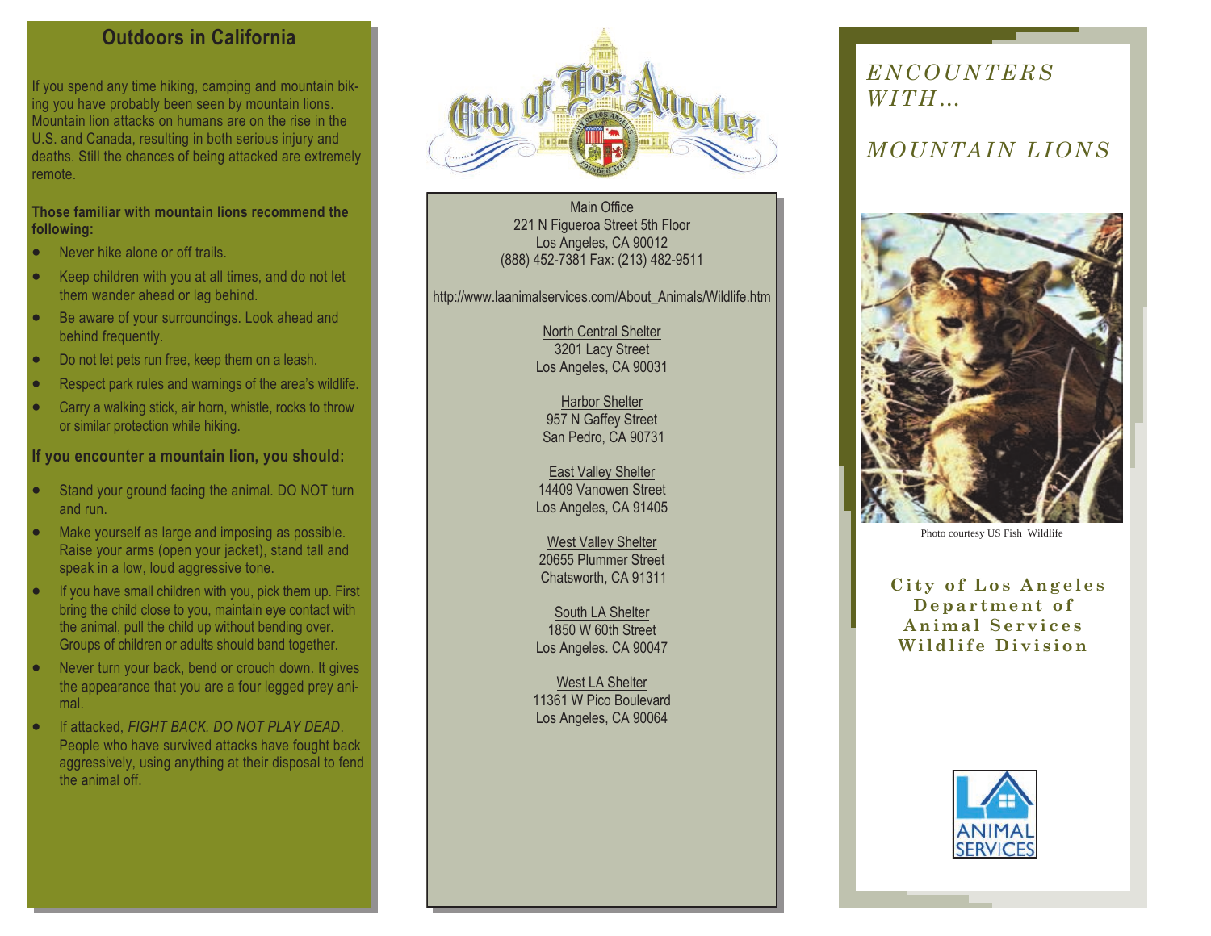## Outdoors in California

If you spend any time hiking, camping and mountain biking you have probably been seen by mountain lions. Mountain lion attacks on humans are on the rise in the U.S. and Canada, resulting in both serious injury and deaths. Still the chances of being attacked are extremely remote.

**Those familiar with mountain lions recommend the following:**

- Never hike alone or off trails.
- Keep children with you at all times, and do not let them wander ahead or lag behind.
- Be aware of your surroundings. Look ahead and behind frequently.
- Do not let pets run free, keep them on a leash.
- Respect park rules and warnings of the area's wildlife.
- Carry a walking stick, air horn, whistle, rocks to throw or similar protection while hiking.

**If you encounter a mountain lion, you should:**

- Stand your ground facing the animal. DO NOT turn and run.
- Make yourself as large and imposing as possible. Raise your arms (open your jacket), stand tall and speak in a low, loud aggressive tone.
- If you have small children with you, pick them up. First bring the child close to you, maintain eye contact with the animal, pull the child up without bending over. Groups of children or adults should band together.
- Never turn your back, bend or crouch down. It gives the appearance that you are a four legged prey animal.
- If attacked, *FIGHT BACK. DO NOT PLAY DEAD*. People who have survived attacks have fought back aggressively, using anything at their disposal to fend the animal off.

City of Los Angeles

Main Office
221 N Figueroa Street 5th Floor
Los Angeles, CA 90012
(888) 452-7381 Fax: (213) 482-9511

http://www.laanimalservices.com/About_Animals/Wildlife.htm

North Central Shelter
3201 Lacy Street
Los Angeles, CA 90031

Harbor Shelter
957 N Gaffey Street
San Pedro, CA 90731

East Valley Shelter
14409 Vanowen Street
Los Angeles, CA 91405

West Valley Shelter
20655 Plummer Street
Chatsworth, CA 91311

South LA Shelter
1850 W 60th Street
Los Angeles. CA 90047

West LA Shelter
11361 W Pico Boulevard
Los Angeles, CA 90064

# *ENCOUNTERS WITH…*

# *MOUNTAIN LIONS*

Photo courtesy US Fish Wildlife

**City of Los Angeles Department of Animal Services Wildlife Division**

LA ANIMAL SERVICES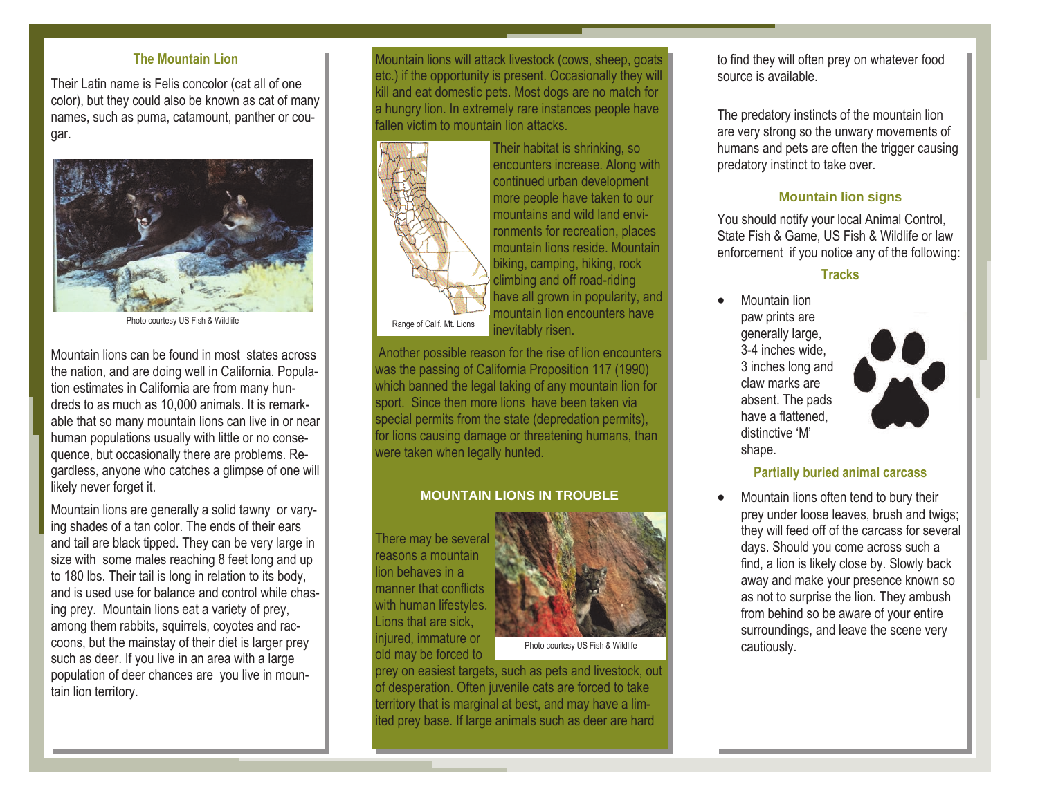### The Mountain Lion

Their Latin name is Felis concolor (cat all of one color), but they could also be known as cat of many names, such as puma, catamount, panther or cougar.

Photo courtesy US Fish & Wildlife

Mountain lions can be found in most states across the nation, and are doing well in California. Population estimates in California are from many hundreds to as much as 10,000 animals. It is remarkable that so many mountain lions can live in or near human populations usually with little or no consequence, but occasionally there are problems. Regardless, anyone who catches a glimpse of one will likely never forget it.

Mountain lions are generally a solid tawny or varying shades of a tan color. The ends of their ears and tail are black tipped. They can be very large in size with some males reaching 8 feet long and up to 180 lbs. Their tail is long in relation to its body, and is used use for balance and control while chasing prey. Mountain lions eat a variety of prey, among them rabbits, squirrels, coyotes and raccoons, but the mainstay of their diet is larger prey such as deer. If you live in an area with a large population of deer chances are you live in mountain lion territory.

Mountain lions will attack livestock (cows, sheep, goats etc.) if the opportunity is present. Occasionally they will kill and eat domestic pets. Most dogs are no match for a hungry lion. In extremely rare instances people have fallen victim to mountain lion attacks.

Range of Calif. Mt. Lions

Their habitat is shrinking, so encounters increase. Along with continued urban development more people have taken to our mountains and wild land environments for recreation, places mountain lions reside. Mountain biking, camping, hiking, rock climbing and off road-riding have all grown in popularity, and mountain lion encounters have inevitably risen.

Another possible reason for the rise of lion encounters was the passing of California Proposition 117 (1990) which banned the legal taking of any mountain lion for sport. Since then more lions have been taken via special permits from the state (depredation permits), for lions causing damage or threatening humans, than were taken when legally hunted.

### MOUNTAIN LIONS IN TROUBLE

There may be several reasons a mountain lion behaves in a manner that conflicts with human lifestyles. Lions that are sick, injured, immature or old may be forced to prey on easiest targets, such as pets and livestock, out of desperation. Often juvenile cats are forced to take territory that is marginal at best, and may have a limited prey base. If large animals such as deer are hard to find they will often prey on whatever food source is available.

Photo courtesy US Fish & Wildlife

The predatory instincts of the mountain lion are very strong so the unwary movements of humans and pets are often the trigger causing predatory instinct to take over.

### Mountain lion signs

You should notify your local Animal Control, State Fish & Game, US Fish & Wildlife or law enforcement if you notice any of the following:

#### Tracks

- Mountain lion paw prints are generally large, 3-4 inches wide, 3 inches long and claw marks are absent. The pads have a flattened, distinctive 'M' shape.

#### Partially buried animal carcass

- Mountain lions often tend to bury their prey under loose leaves, brush and twigs; they will feed off of the carcass for several days. Should you come across such a find, a lion is likely close by. Slowly back away and make your presence known so as not to surprise the lion. They ambush from behind so be aware of your entire surroundings, and leave the scene very cautiously.